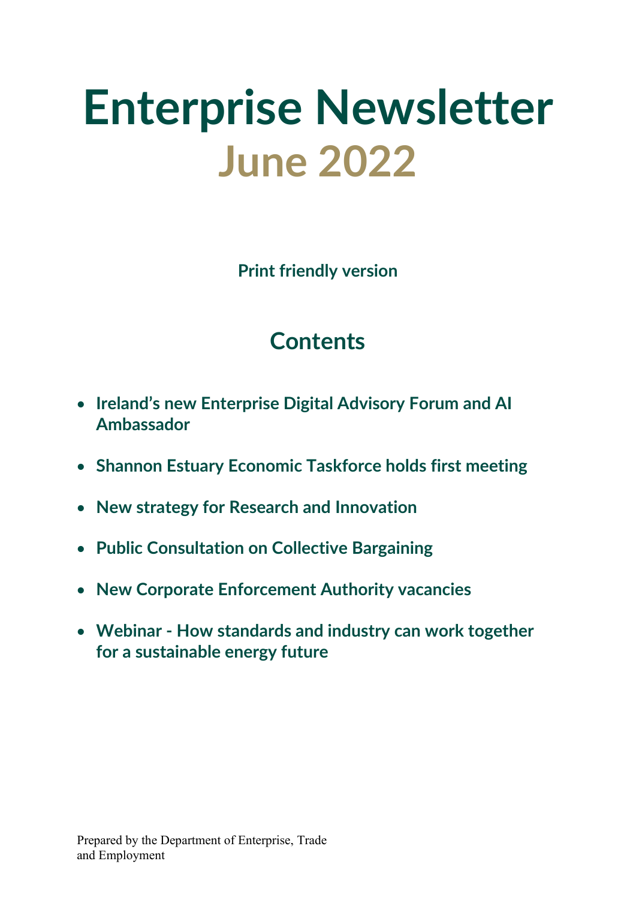# Enterprise Newsletter
# June 2022

**Print friendly version**

## Contents

- **Ireland's new Enterprise Digital Advisory Forum and AI Ambassador**
- **Shannon Estuary Economic Taskforce holds first meeting**
- **New strategy for Research and Innovation**
- **Public Consultation on Collective Bargaining**
- **New Corporate Enforcement Authority vacancies**
- **Webinar - How standards and industry can work together for a sustainable energy future**

Prepared by the Department of Enterprise, Trade and Employment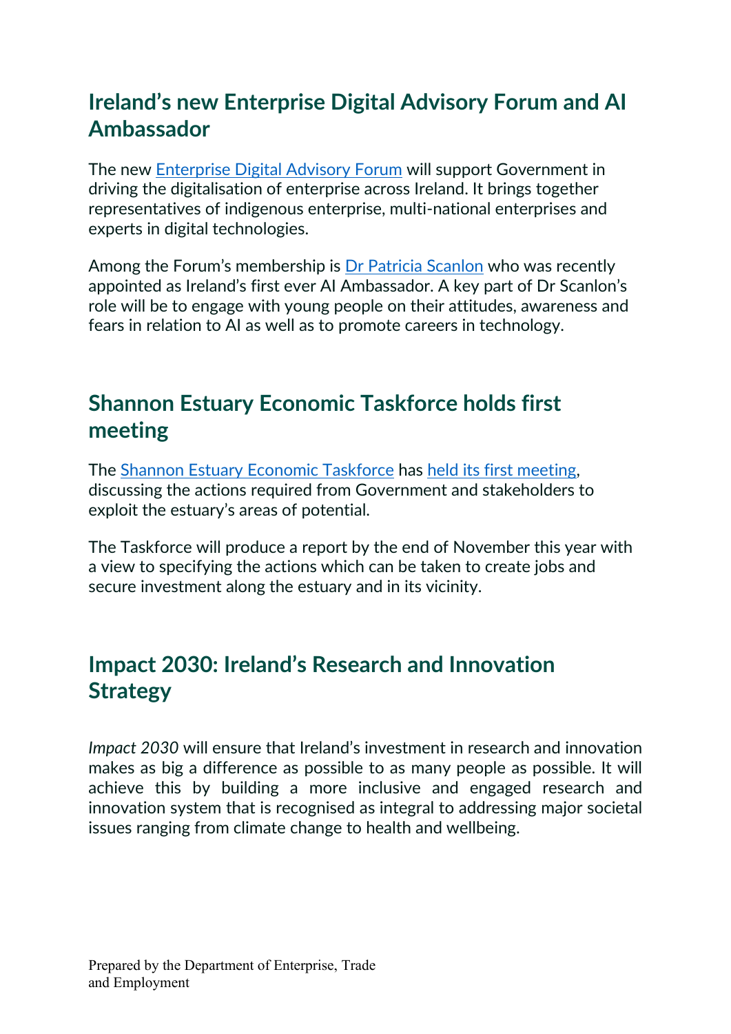## Ireland's new Enterprise Digital Advisory Forum and AI Ambassador

The new Enterprise Digital Advisory Forum will support Government in driving the digitalisation of enterprise across Ireland. It brings together representatives of indigenous enterprise, multi-national enterprises and experts in digital technologies.

Among the Forum's membership is Dr Patricia Scanlon who was recently appointed as Ireland's first ever AI Ambassador. A key part of Dr Scanlon's role will be to engage with young people on their attitudes, awareness and fears in relation to AI as well as to promote careers in technology.

## Shannon Estuary Economic Taskforce holds first meeting

The Shannon Estuary Economic Taskforce has held its first meeting, discussing the actions required from Government and stakeholders to exploit the estuary's areas of potential.

The Taskforce will produce a report by the end of November this year with a view to specifying the actions which can be taken to create jobs and secure investment along the estuary and in its vicinity.

## Impact 2030: Ireland's Research and Innovation Strategy

*Impact 2030* will ensure that Ireland's investment in research and innovation makes as big a difference as possible to as many people as possible. It will achieve this by building a more inclusive and engaged research and innovation system that is recognised as integral to addressing major societal issues ranging from climate change to health and wellbeing.

Prepared by the Department of Enterprise, Trade and Employment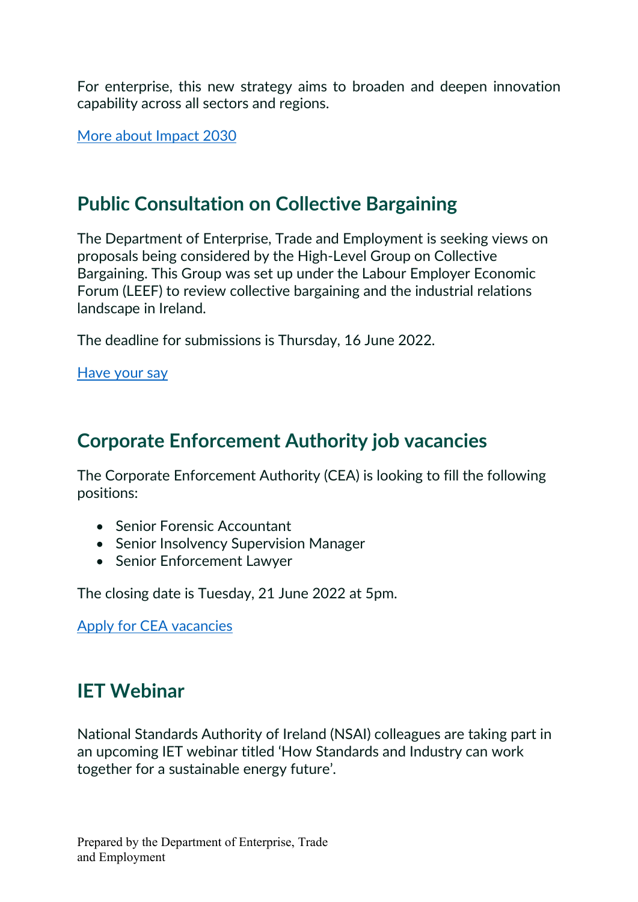For enterprise, this new strategy aims to broaden and deepen innovation capability across all sectors and regions.

[More about Impact 2030]

## Public Consultation on Collective Bargaining

The Department of Enterprise, Trade and Employment is seeking views on proposals being considered by the High-Level Group on Collective Bargaining. This Group was set up under the Labour Employer Economic Forum (LEEF) to review collective bargaining and the industrial relations landscape in Ireland.

The deadline for submissions is Thursday, 16 June 2022.

[Have your say]

## Corporate Enforcement Authority job vacancies

The Corporate Enforcement Authority (CEA) is looking to fill the following positions:

- Senior Forensic Accountant
- Senior Insolvency Supervision Manager
- Senior Enforcement Lawyer

The closing date is Tuesday, 21 June 2022 at 5pm.

[Apply for CEA vacancies]

## IET Webinar

National Standards Authority of Ireland (NSAI) colleagues are taking part in an upcoming IET webinar titled 'How Standards and Industry can work together for a sustainable energy future'.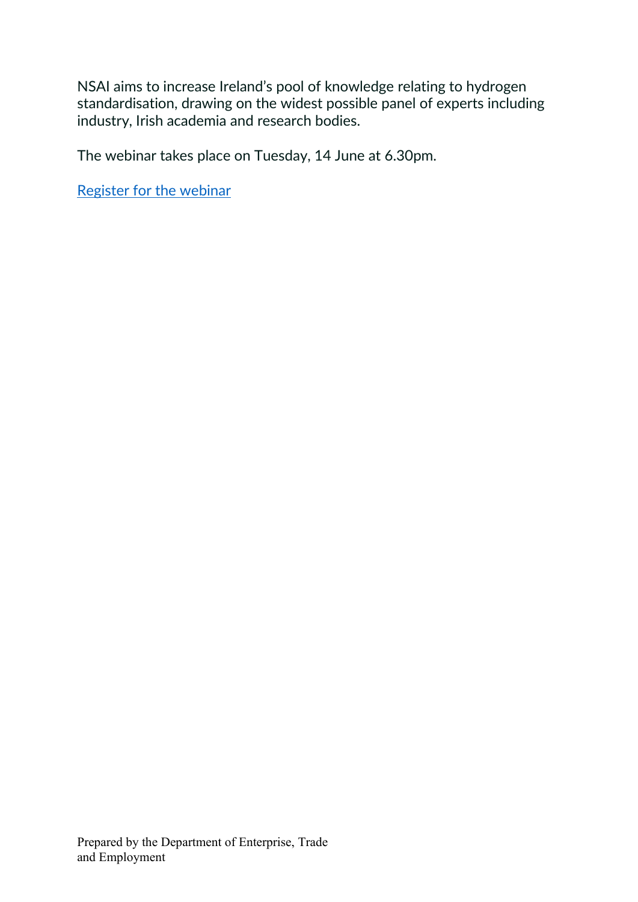NSAI aims to increase Ireland's pool of knowledge relating to hydrogen standardisation, drawing on the widest possible panel of experts including industry, Irish academia and research bodies.

The webinar takes place on Tuesday, 14 June at 6.30pm.

Register for the webinar

Prepared by the Department of Enterprise, Trade and Employment